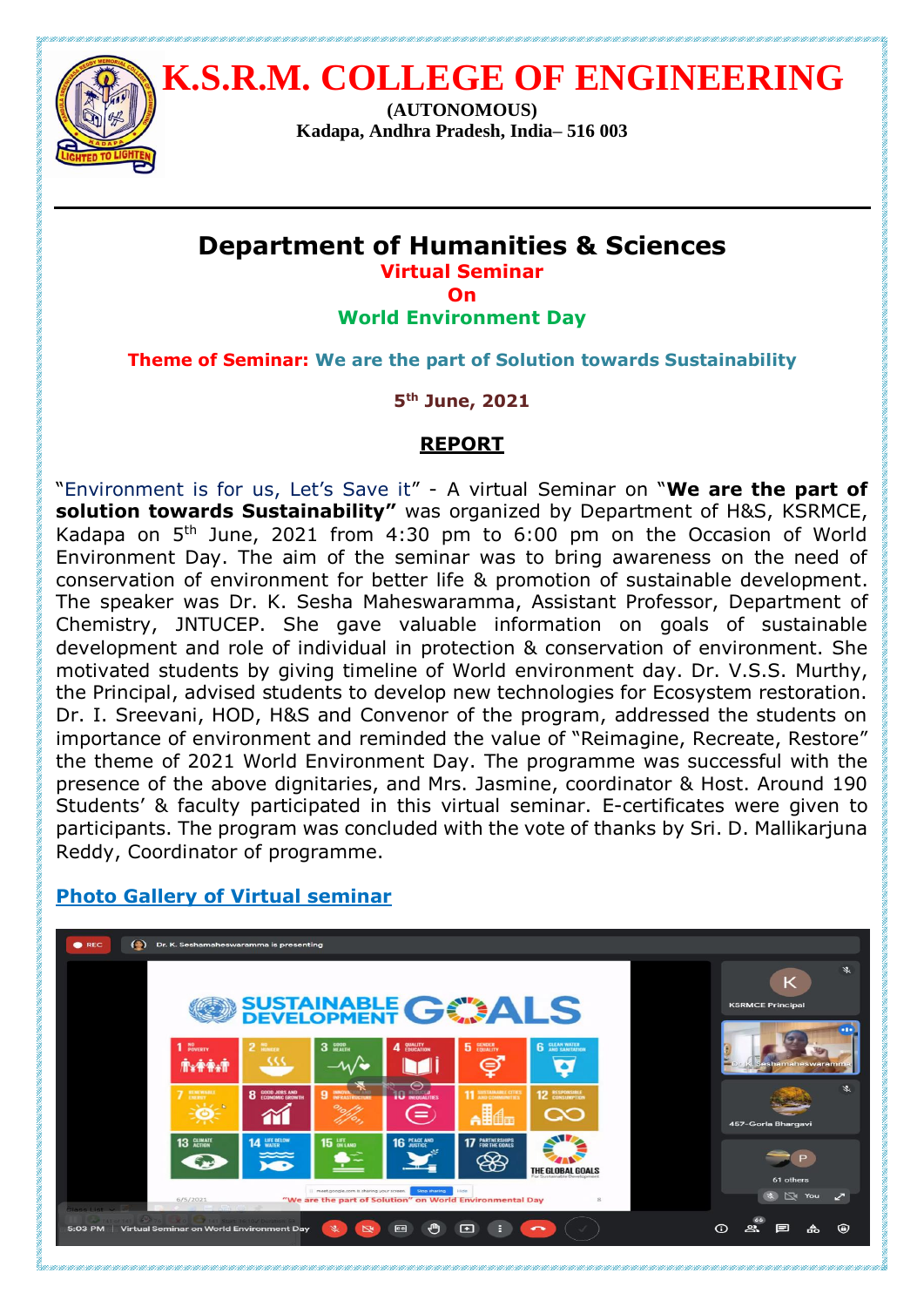# K.S.R.M. COLLEGE OF ENGINEERING

**(AUTONOMOUS)**

**Kadapa, Andhra Pradesh, India– 516 003**

## Department of Humanities & Sciences

### Virtual Seminar
### On
### World Environment Day

**Theme of Seminar: We are the part of Solution towards Sustainability**

**5th June, 2021**

**REPORT**

"Environment is for us, Let's Save it" - A virtual Seminar on "**We are the part of solution towards Sustainability"** was organized by Department of H&S, KSRMCE, Kadapa on 5th June, 2021 from 4:30 pm to 6:00 pm on the Occasion of World Environment Day. The aim of the seminar was to bring awareness on the need of conservation of environment for better life & promotion of sustainable development. The speaker was Dr. K. Sesha Maheswaramma, Assistant Professor, Department of Chemistry, JNTUCEP. She gave valuable information on goals of sustainable development and role of individual in protection & conservation of environment. She motivated students by giving timeline of World environment day. Dr. V.S.S. Murthy, the Principal, advised students to develop new technologies for Ecosystem restoration. Dr. I. Sreevani, HOD, H&S and Convenor of the program, addressed the students on importance of environment and reminded the value of "Reimagine, Recreate, Restore" the theme of 2021 World Environment Day. The programme was successful with the presence of the above dignitaries, and Mrs. Jasmine, coordinator & Host. Around 190 Students' & faculty participated in this virtual seminar. E-certificates were given to participants. The program was concluded with the vote of thanks by Sri. D. Mallikarjuna Reddy, Coordinator of programme.

**Photo Gallery of Virtual seminar**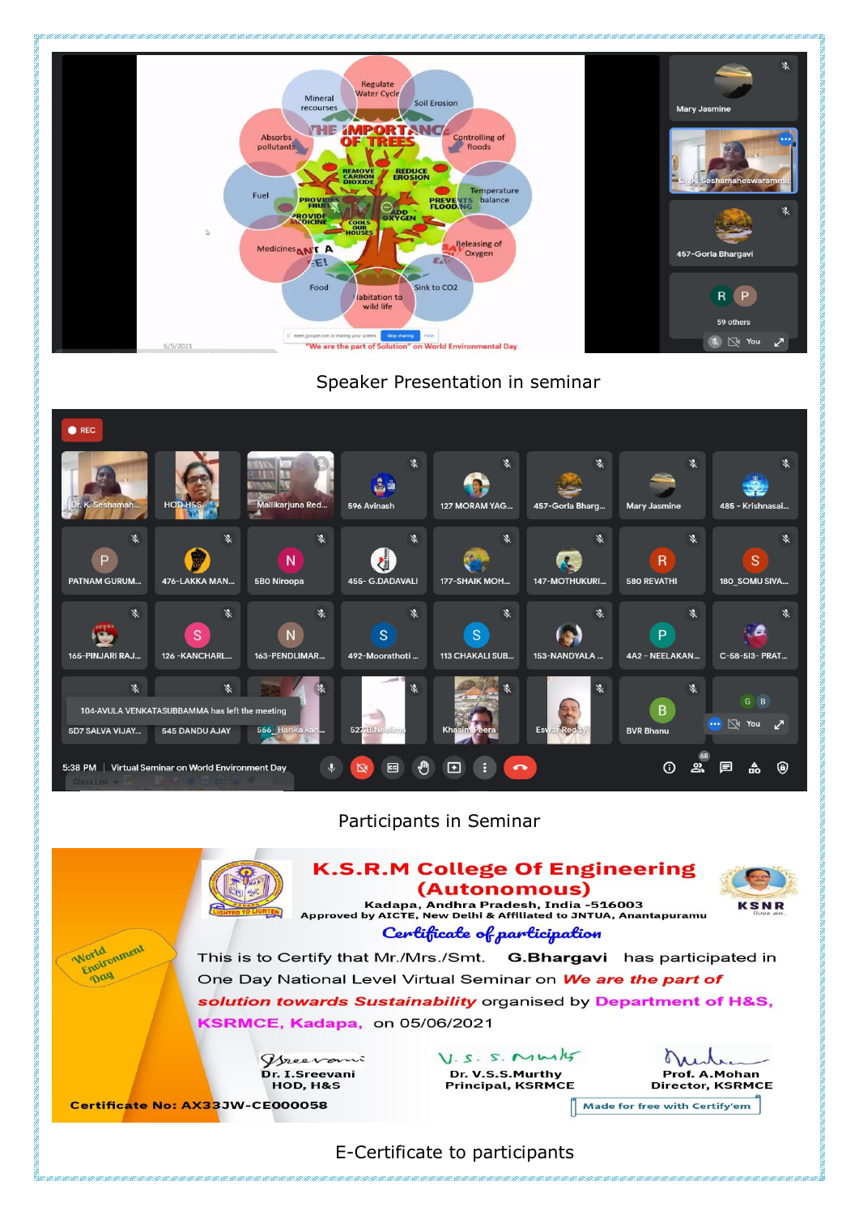Speaker Presentation in seminar

Participants in Seminar

E-Certificate to participants